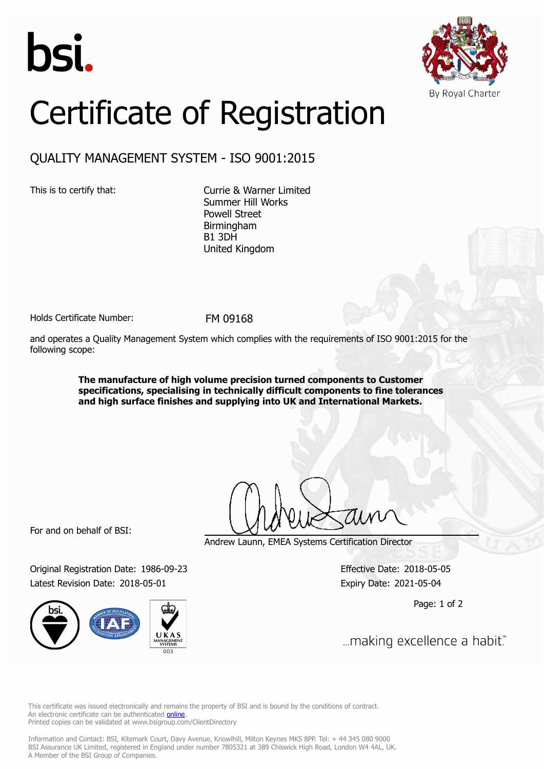bsi.

By Royal Charter

# Certificate of Registration

## QUALITY MANAGEMENT SYSTEM - ISO 9001:2015

This is to certify that:

Currie & Warner Limited
Summer Hill Works
Powell Street
Birmingham
B1 3DH
United Kingdom

Holds Certificate Number: FM 09168

and operates a Quality Management System which complies with the requirements of ISO 9001:2015 for the following scope:

**The manufacture of high volume precision turned components to Customer specifications, specialising in technically difficult components to fine tolerances and high surface finishes and supplying into UK and International Markets.**

For and on behalf of BSI:

Andrew Launn, EMEA Systems Certification Director

Original Registration Date: 1986-09-23
Latest Revision Date: 2018-05-01

Effective Date: 2018-05-05
Expiry Date: 2021-05-04

...making excellence a habit.™

This certificate was issued electronically and remains the property of BSI and is bound by the conditions of contract.
An electronic certificate can be authenticated online.
Printed copies can be validated at www.bsigroup.com/ClientDirectory

Information and Contact: BSI, Kitemark Court, Davy Avenue, Knowlhill, Milton Keynes MK5 8PP. Tel: + 44 345 080 9000
BSI Assurance UK Limited, registered in England under number 7805321 at 389 Chiswick High Road, London W4 4AL, UK.
A Member of the BSI Group of Companies.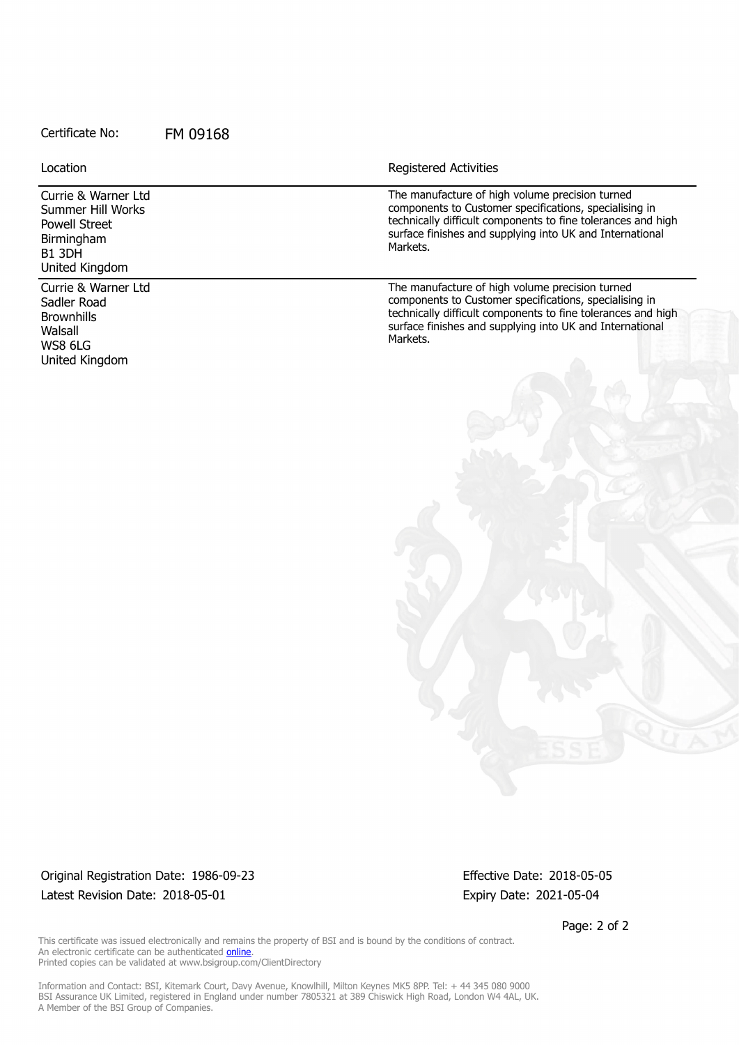Certificate No: FM 09168

| Location | Registered Activities |
| --- | --- |
| Currie & Warner Ltd<br>Summer Hill Works<br>Powell Street<br>Birmingham<br>B1 3DH<br>United Kingdom | The manufacture of high volume precision turned components to Customer specifications, specialising in technically difficult components to fine tolerances and high surface finishes and supplying into UK and International Markets. |
| Currie & Warner Ltd<br>Sadler Road<br>Brownhills<br>Walsall<br>WS8 6LG<br>United Kingdom | The manufacture of high volume precision turned components to Customer specifications, specialising in technically difficult components to fine tolerances and high surface finishes and supplying into UK and International Markets. |

Original Registration Date: 1986-09-23

Latest Revision Date: 2018-05-01

Effective Date: 2018-05-05

Expiry Date: 2021-05-04

This certificate was issued electronically and remains the property of BSI and is bound by the conditions of contract.
An electronic certificate can be authenticated online.
Printed copies can be validated at www.bsigroup.com/ClientDirectory

Information and Contact: BSI, Kitemark Court, Davy Avenue, Knowlhill, Milton Keynes MK5 8PP. Tel: + 44 345 080 9000
BSI Assurance UK Limited, registered in England under number 7805321 at 389 Chiswick High Road, London W4 4AL, UK.
A Member of the BSI Group of Companies.